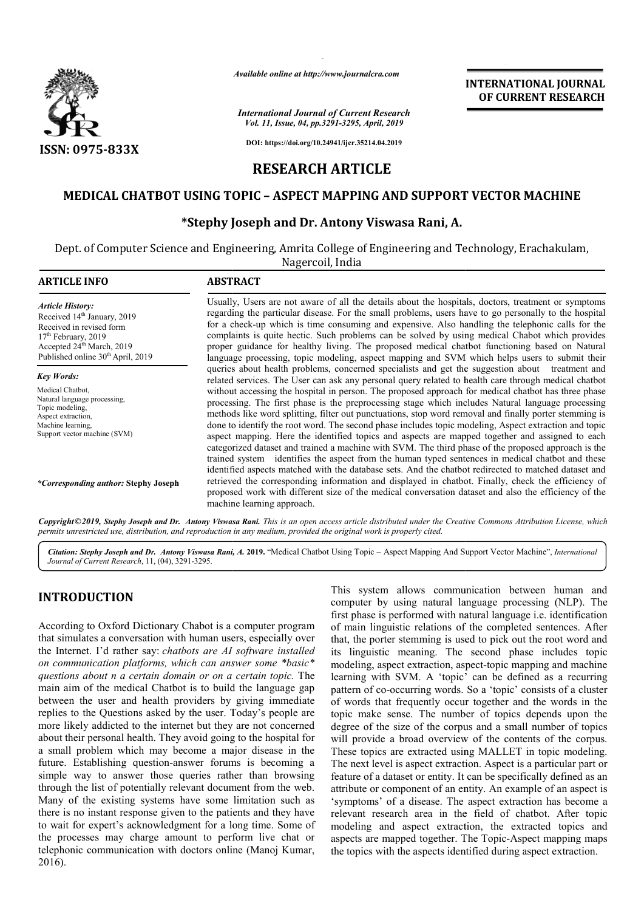*Available online at http://www.journalcra.com*

*International Journal of Current Research*
*Vol. 11, Issue, 04, pp.3291-3295, April, 2019*

**DOI: https://doi.org/10.24941/ijcr.35214.04.2019**

**ISSN: 0975-833X**

**INTERNATIONAL JOURNAL OF CURRENT RESEARCH**

# RESEARCH ARTICLE

## MEDICAL CHATBOT USING TOPIC – ASPECT MAPPING AND SUPPORT VECTOR MACHINE

### *Stephy Joseph and Dr. Antony Viswasa Rani, A.

Dept. of Computer Science and Engineering, Amrita College of Engineering and Technology, Erachakulam, Nagercoil, India

**ARTICLE INFO**

*Article History:*
Received 14th January, 2019
Received in revised form
17th February, 2019
Accepted 24th March, 2019
Published online 30th April, 2019

*Key Words:*
Medical Chatbot,
Natural language processing,
Topic modeling,
Aspect extraction,
Machine learning,
Support vector machine (SVM)

***Corresponding author:** Stephy Joseph

**ABSTRACT**

Usually, Users are not aware of all the details about the hospitals, doctors, treatment or symptoms regarding the particular disease. For the small problems, users have to go personally to the hospital for a check-up which is time consuming and expensive. Also handling the telephonic calls for the complaints is quite hectic. Such problems can be solved by using medical Chabot which provides proper guidance for healthy living. The proposed medical chatbot functioning based on Natural language processing, topic modeling, aspect mapping and SVM which helps users to submit their queries about health problems, concerned specialists and get the suggestion about treatment and related services. The User can ask any personal query related to health care through medical chatbot without accessing the hospital in person. The proposed approach for medical chatbot has three phase processing. The first phase is the preprocessing stage which includes Natural language processing methods like word splitting, filter out punctuations, stop word removal and finally porter stemming is done to identify the root word. The second phase includes topic modeling, Aspect extraction and topic aspect mapping. Here the identified topics and aspects are mapped together and assigned to each categorized dataset and trained a machine with SVM. The third phase of the proposed approach is the trained system identifies the aspect from the human typed sentences in medical chatbot and these identified aspects matched with the database sets. And the chatbot redirected to matched dataset and retrieved the corresponding information and displayed in chatbot. Finally, check the efficiency of proposed work with different size of the medical conversation dataset and also the efficiency of the machine learning approach.

*Copyright©2019, Stephy Joseph and Dr. Antony Viswasa Rani. This is an open access article distributed under the Creative Commons Attribution License, which permits unrestricted use, distribution, and reproduction in any medium, provided the original work is properly cited.*

*Citation: Stephy Joseph and Dr. Antony Viswasa Rani, A.* **2019.** "Medical Chatbot Using Topic – Aspect Mapping And Support Vector Machine", *International Journal of Current Research*, 11, (04), 3291-3295.

## INTRODUCTION

According to Oxford Dictionary Chabot is a computer program that simulates a conversation with human users, especially over the Internet. I'd rather say: *chatbots are AI software installed on communication platforms, which can answer some \*basic\* questions about n a certain domain or on a certain topic.* The main aim of the medical Chatbot is to build the language gap between the user and health providers by giving immediate replies to the Questions asked by the user. Today's people are more likely addicted to the internet but they are not concerned about their personal health. They avoid going to the hospital for a small problem which may become a major disease in the future. Establishing question-answer forums is becoming a simple way to answer those queries rather than browsing through the list of potentially relevant document from the web. Many of the existing systems have some limitation such as there is no instant response given to the patients and they have to wait for expert's acknowledgment for a long time. Some of the processes may charge amount to perform live chat or telephonic communication with doctors online (Manoj Kumar, 2016).

This system allows communication between human and computer by using natural language processing (NLP). The first phase is performed with natural language i.e. identification of main linguistic relations of the completed sentences. After that, the porter stemming is used to pick out the root word and its linguistic meaning. The second phase includes topic modeling, aspect extraction, aspect-topic mapping and machine learning with SVM. A 'topic' can be defined as a recurring pattern of co-occurring words. So a 'topic' consists of a cluster of words that frequently occur together and the words in the topic make sense. The number of topics depends upon the degree of the size of the corpus and a small number of topics will provide a broad overview of the contents of the corpus. These topics are extracted using MALLET in topic modeling. The next level is aspect extraction. Aspect is a particular part or feature of a dataset or entity. It can be specifically defined as an attribute or component of an entity. An example of an aspect is 'symptoms' of a disease. The aspect extraction has become a relevant research area in the field of chatbot. After topic modeling and aspect extraction, the extracted topics and aspects are mapped together. The Topic-Aspect mapping maps the topics with the aspects identified during aspect extraction.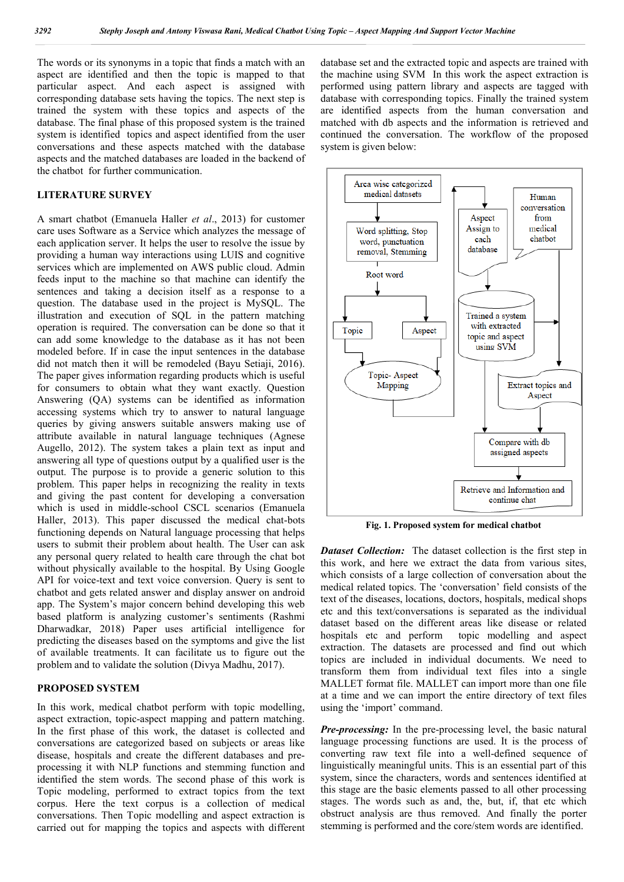The words or its synonyms in a topic that finds a match with an aspect are identified and then the topic is mapped to that particular aspect. And each aspect is assigned with corresponding database sets having the topics. The next step is trained the system with these topics and aspects of the database. The final phase of this proposed system is the trained system is identified topics and aspect identified from the user conversations and these aspects matched with the database aspects and the matched databases are loaded in the backend of the chatbot for further communication.

## LITERATURE SURVEY

A smart chatbot (Emanuela Haller *et al*., 2013) for customer care uses Software as a Service which analyzes the message of each application server. It helps the user to resolve the issue by providing a human way interactions using LUIS and cognitive services which are implemented on AWS public cloud. Admin feeds input to the machine so that machine can identify the sentences and taking a decision itself as a response to a question. The database used in the project is MySQL. The illustration and execution of SQL in the pattern matching operation is required. The conversation can be done so that it can add some knowledge to the database as it has not been modeled before. If in case the input sentences in the database did not match then it will be remodeled (Bayu Setiaji, 2016). The paper gives information regarding products which is useful for consumers to obtain what they want exactly. Question Answering (QA) systems can be identified as information accessing systems which try to answer to natural language queries by giving answers suitable answers making use of attribute available in natural language techniques (Agnese Augello, 2012). The system takes a plain text as input and answering all type of questions output by a qualified user is the output. The purpose is to provide a generic solution to this problem. This paper helps in recognizing the reality in texts and giving the past content for developing a conversation which is used in middle-school CSCL scenarios (Emanuela Haller, 2013). This paper discussed the medical chat-bots functioning depends on Natural language processing that helps users to submit their problem about health. The user can ask any personal query related to health care through the chat bot without physically available to the hospital. By Using Google API for voice-text and text voice conversion. Query is sent to chatbot and gets related answer and display answer on android app. The System's major concern behind developing this web based platform is analyzing customer's sentiments (Rashmi Dharwadkar, 2018) Paper uses artificial intelligence for predicting the diseases based on the symptoms and give the list of available treatments. It can facilitate us to figure out the problem and to validate the solution (Divya Madhu, 2017).

## PROPOSED SYSTEM

In this work, medical chatbot perform with topic modelling, aspect extraction, topic-aspect mapping and pattern matching. In the first phase of this work, the dataset is collected and conversations are categorized based on subjects or areas like disease, hospitals and create the different databases and pre-processing it with NLP functions and stemming function and identified the stem words. The second phase of this work is Topic modeling, performed to extract topics from the text corpus. Here the text corpus is a collection of medical conversations. Then Topic modelling and aspect extraction is carried out for mapping the topics and aspects with different database set and the extracted topic and aspects are trained with the machine using SVM In this work the aspect extraction is performed using pattern library and aspects are tagged with database with corresponding topics. Finally the trained system are identified aspects from the human conversation and matched with db aspects and the information is retrieved and continued the conversation. The workflow of the proposed system is given below:

Area wise categorized medical datasets
Word splitting, Stop word, punctuation removal, Stemming
Root word
Topic
Aspect
Topic- Aspect Mapping
Aspect Assign to each database
Human conversation from medical chatbot
Trained a system with extracted topic and aspect using SVM
Extract topics and Aspect
Compare with db assigned aspects
Retrieve and Information and continue chat

**Fig. 1. Proposed system for medical chatbot**

***Dataset Collection:*** The dataset collection is the first step in this work, and here we extract the data from various sites, which consists of a large collection of conversation about the medical related topics. The 'conversation' field consists of the text of the diseases, locations, doctors, hospitals, medical shops etc and this text/conversations is separated as the individual dataset based on the different areas like disease or related hospitals etc and perform topic modelling and aspect extraction. The datasets are processed and find out which topics are included in individual documents. We need to transform them from individual text files into a single MALLET format file. MALLET can import more than one file at a time and we can import the entire directory of text files using the 'import' command.

***Pre-processing:*** In the pre-processing level, the basic natural language processing functions are used. It is the process of converting raw text file into a well-defined sequence of linguistically meaningful units. This is an essential part of this system, since the characters, words and sentences identified at this stage are the basic elements passed to all other processing stages. The words such as and, the, but, if, that etc which obstruct analysis are thus removed. And finally the porter stemming is performed and the core/stem words are identified.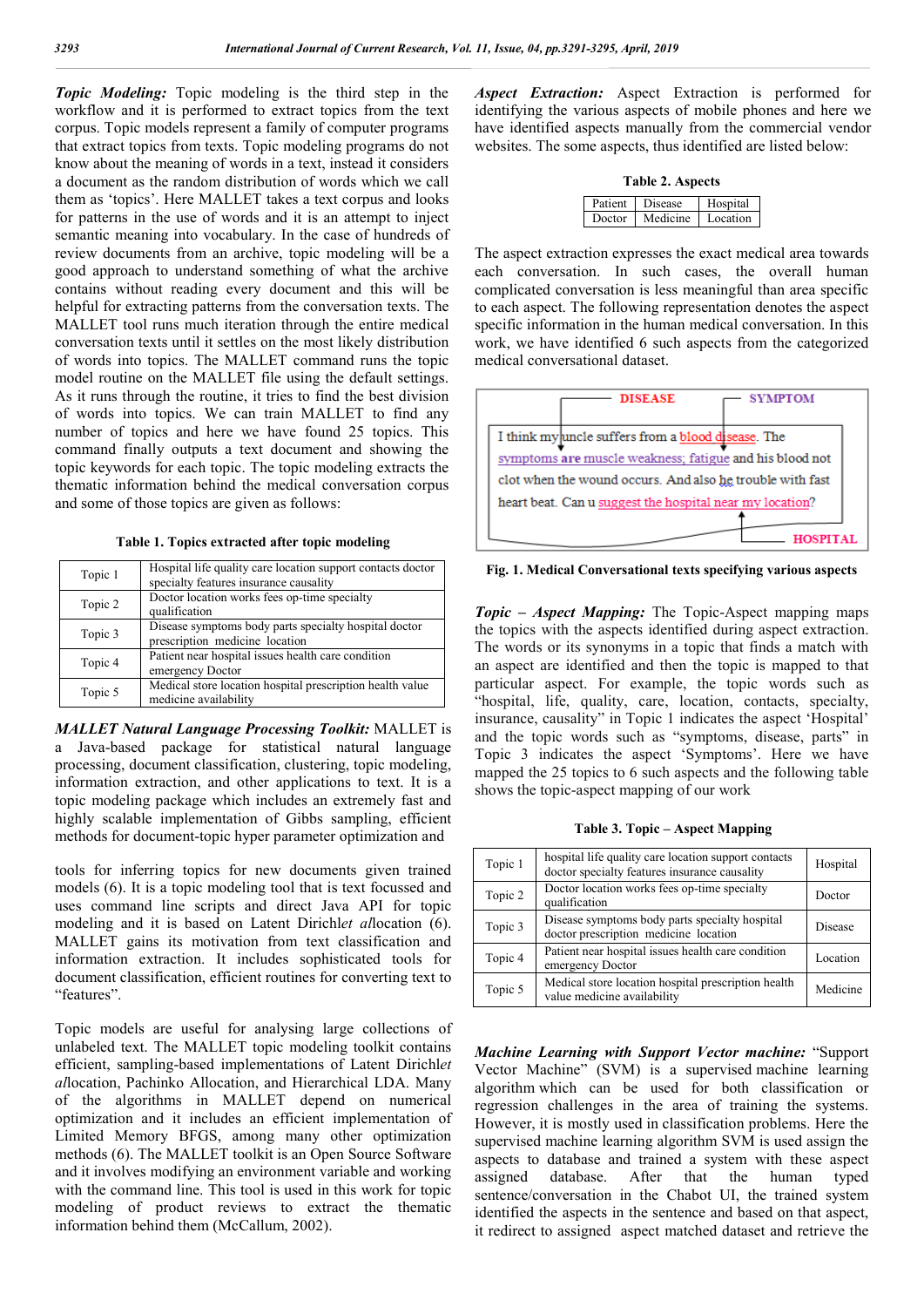***Topic Modeling:*** Topic modeling is the third step in the workflow and it is performed to extract topics from the text corpus. Topic models represent a family of computer programs that extract topics from texts. Topic modeling programs do not know about the meaning of words in a text, instead it considers a document as the random distribution of words which we call them as 'topics'. Here MALLET takes a text corpus and looks for patterns in the use of words and it is an attempt to inject semantic meaning into vocabulary. In the case of hundreds of review documents from an archive, topic modeling will be a good approach to understand something of what the archive contains without reading every document and this will be helpful for extracting patterns from the conversation texts. The MALLET tool runs much iteration through the entire medical conversation texts until it settles on the most likely distribution of words into topics. The MALLET command runs the topic model routine on the MALLET file using the default settings. As it runs through the routine, it tries to find the best division of words into topics. We can train MALLET to find any number of topics and here we have found 25 topics. This command finally outputs a text document and showing the topic keywords for each topic. The topic modeling extracts the thematic information behind the medical conversation corpus and some of those topics are given as follows:

**Table 1. Topics extracted after topic modeling**

| | |
|---|---|
| Topic 1 | Hospital life quality care location support contacts doctor specialty features insurance causality |
| Topic 2 | Doctor location works fees op-time specialty qualification |
| Topic 3 | Disease symptoms body parts specialty hospital doctor prescription medicine location |
| Topic 4 | Patient near hospital issues health care condition emergency Doctor |
| Topic 5 | Medical store location hospital prescription health value medicine availability |

***MALLET Natural Language Processing Toolkit:*** MALLET is a Java-based package for statistical natural language processing, document classification, clustering, topic modeling, information extraction, and other applications to text. It is a topic modeling package which includes an extremely fast and highly scalable implementation of Gibbs sampling, efficient methods for document-topic hyper parameter optimization and tools for inferring topics for new documents given trained models (6). It is a topic modeling tool that is text focussed and uses command line scripts and direct Java API for topic modeling and it is based on Latent Dirichl*et al*location (6). MALLET gains its motivation from text classification and information extraction. It includes sophisticated tools for document classification, efficient routines for converting text to "features".

Topic models are useful for analysing large collections of unlabeled text. The MALLET topic modeling toolkit contains efficient, sampling-based implementations of Latent Dirichl*et al*location, Pachinko Allocation, and Hierarchical LDA. Many of the algorithms in MALLET depend on numerical optimization and it includes an efficient implementation of Limited Memory BFGS, among many other optimization methods (6). The MALLET toolkit is an Open Source Software and it involves modifying an environment variable and working with the command line. This tool is used in this work for topic modeling of product reviews to extract the thematic information behind them (McCallum, 2002).

***Aspect Extraction:*** Aspect Extraction is performed for identifying the various aspects of mobile phones and here we have identified aspects manually from the commercial vendor websites. The some aspects, thus identified are listed below:

**Table 2. Aspects**

| | | |
|---|---|---|
| Patient | Disease | Hospital |
| Doctor | Medicine | Location |

The aspect extraction expresses the exact medical area towards each conversation. In such cases, the overall human complicated conversation is less meaningful than area specific to each aspect. The following representation denotes the aspect specific information in the human medical conversation. In this work, we have identified 6 such aspects from the categorized medical conversational dataset.

DISEASE

SYMPTOM

I think my uncle suffers from a blood disease. The symptoms are muscle weakness; fatigue and his blood not clot when the wound occurs. And also he trouble with fast heart beat. Can u suggest the hospital near my location?

HOSPITAL

**Fig. 1. Medical Conversational texts specifying various aspects**

***Topic – Aspect Mapping:*** The Topic-Aspect mapping maps the topics with the aspects identified during aspect extraction. The words or its synonyms in a topic that finds a match with an aspect are identified and then the topic is mapped to that particular aspect. For example, the topic words such as "hospital, life, quality, care, location, contacts, specialty, insurance, causality" in Topic 1 indicates the aspect 'Hospital' and the topic words such as "symptoms, disease, parts" in Topic 3 indicates the aspect 'Symptoms'. Here we have mapped the 25 topics to 6 such aspects and the following table shows the topic-aspect mapping of our work

**Table 3. Topic – Aspect Mapping**

| | | |
|---|---|---|
| Topic 1 | hospital life quality care location support contacts doctor specialty features insurance causality | Hospital |
| Topic 2 | Doctor location works fees op-time specialty qualification | Doctor |
| Topic 3 | Disease symptoms body parts specialty hospital doctor prescription medicine location | Disease |
| Topic 4 | Patient near hospital issues health care condition emergency Doctor | Location |
| Topic 5 | Medical store location hospital prescription health value medicine availability | Medicine |

***Machine Learning with Support Vector machine:*** "Support Vector Machine" (SVM) is a supervised machine learning algorithm which can be used for both classification or regression challenges in the area of training the systems. However, it is mostly used in classification problems. Here the supervised machine learning algorithm SVM is used assign the aspects to database and trained a system with these aspect assigned database. After that the human typed sentence/conversation in the Chabot UI, the trained system identified the aspects in the sentence and based on that aspect, it redirect to assigned aspect matched dataset and retrieve the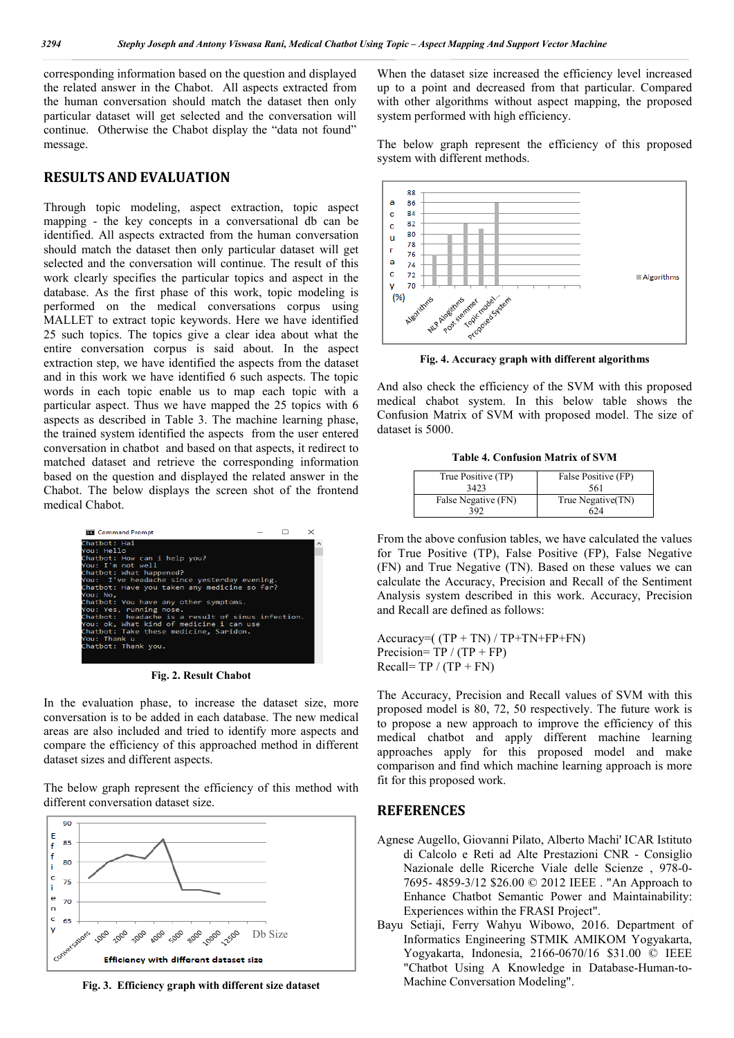corresponding information based on the question and displayed the related answer in the Chabot. All aspects extracted from the human conversation should match the dataset then only particular dataset will get selected and the conversation will continue. Otherwise the Chabot display the "data not found" message.

## RESULTS AND EVALUATION

Through topic modeling, aspect extraction, topic aspect mapping - the key concepts in a conversational db can be identified. All aspects extracted from the human conversation should match the dataset then only particular dataset will get selected and the conversation will continue. The result of this work clearly specifies the particular topics and aspect in the database. As the first phase of this work, topic modeling is performed on the medical conversations corpus using MALLET to extract topic keywords. Here we have identified 25 such topics. The topics give a clear idea about what the entire conversation corpus is said about. In the aspect extraction step, we have identified the aspects from the dataset and in this work we have identified 6 such aspects. The topic words in each topic enable us to map each topic with a particular aspect. Thus we have mapped the 25 topics with 6 aspects as described in Table 3. The machine learning phase, the trained system identified the aspects from the user entered conversation in chatbot and based on that aspects, it redirect to matched dataset and retrieve the corresponding information based on the question and displayed the related answer in the Chabot. The below displays the screen shot of the frontend medical Chabot.

```
Command Prompt
Chatbot: Hai
You: Hello
Chatbot: How can i help you?
You: I'm not well
Chatbot: What happened?
You:  I've headache since yesterday evening.
Chatbot: Have you taken any medicine so far?
You: No,
Chatbot: You have any other symptoms.
You: Yes, running nose.
Chatbot:  headache is a result of sinus infection.
You: ok, What kind of medicine i can use
Chatbot: Take these medicine, Saridon.
You: Thank u
Chatbot: Thank you.
```

**Fig. 2. Result Chabot**

In the evaluation phase, to increase the dataset size, more conversation is to be added in each database. The new medical areas are also included and tried to identify more aspects and compare the efficiency of this approached method in different dataset sizes and different aspects.

The below graph represent the efficiency of this method with different conversation dataset size.

Efficiency

90
85
80
75
70
65

Conversations 1000 2000 3000 4000 5000 8000 10000 12500 Db Size

Efficiency with different dataset size

**Fig. 3. Efficiency graph with different size dataset**

When the dataset size increased the efficiency level increased up to a point and decreased from that particular. Compared with other algorithms without aspect mapping, the proposed system performed with high efficiency.

The below graph represent the efficiency of this proposed system with different methods.

accuracy (%)

88
86
84
82
80
78
76
74
72
70

Algorithms
NLP Algorithms
Post stemmer
Topic model...
Proposed System

Algorithms

**Fig. 4. Accuracy graph with different algorithms**

And also check the efficiency of the SVM with this proposed medical chabot system. In this below table shows the Confusion Matrix of SVM with proposed model. The size of dataset is 5000.

**Table 4. Confusion Matrix of SVM**

| | |
|---|---|
| True Positive (TP) 3423 | False Positive (FP) 561 |
| False Negative (FN) 392 | True Negative(TN) 624 |

From the above confusion tables, we have calculated the values for True Positive (TP), False Positive (FP), False Negative (FN) and True Negative (TN). Based on these values we can calculate the Accuracy, Precision and Recall of the Sentiment Analysis system described in this work. Accuracy, Precision and Recall are defined as follows:

Accuracy=( (TP + TN) / TP+TN+FP+FN)
Precision= TP / (TP + FP)
Recall= TP / (TP + FN)

The Accuracy, Precision and Recall values of SVM with this proposed model is 80, 72, 50 respectively. The future work is to propose a new approach to improve the efficiency of this medical chatbot and apply different machine learning approaches apply for this proposed model and make comparison and find which machine learning approach is more fit for this proposed work.

## REFERENCES

Agnese Augello, Giovanni Pilato, Alberto Machi' ICAR Istituto di Calcolo e Reti ad Alte Prestazioni CNR - Consiglio Nazionale delle Ricerche Viale delle Scienze , 978-0-7695- 4859-3/12 $26.00 © 2012 IEEE . "An Approach to Enhance Chatbot Semantic Power and Maintainability: Experiences within the FRASI Project".

Bayu Setiaji, Ferry Wahyu Wibowo, 2016. Department of Informatics Engineering STMIK AMIKOM Yogyakarta, Yogyakarta, Indonesia, 2166-0670/16 $31.00 © IEEE "Chatbot Using A Knowledge in Database-Human-to-Machine Conversation Modeling".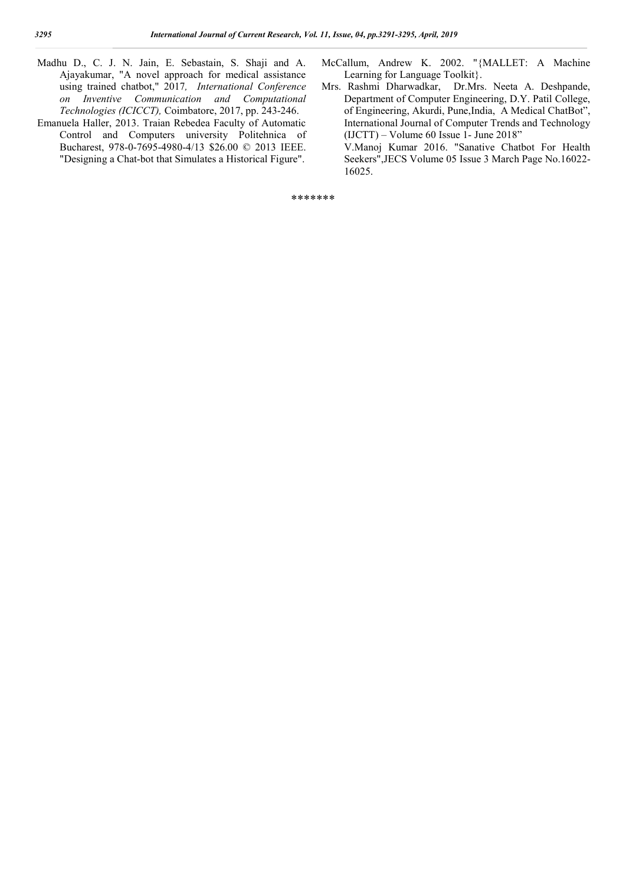Madhu D., C. J. N. Jain, E. Sebastain, S. Shaji and A. Ajayakumar, "A novel approach for medical assistance using trained chatbot," 2017*, International Conference on Inventive Communication and Computational Technologies (ICICCT),* Coimbatore, 2017, pp. 243-246.

Emanuela Haller, 2013. Traian Rebedea Faculty of Automatic Control and Computers university Politehnica of Bucharest, 978-0-7695-4980-4/13 $26.00 © 2013 IEEE. "Designing a Chat-bot that Simulates a Historical Figure".

McCallum, Andrew K. 2002. "{MALLET: A Machine Learning for Language Toolkit}.

Mrs. Rashmi Dharwadkar, Dr.Mrs. Neeta A. Deshpande, Department of Computer Engineering, D.Y. Patil College, of Engineering, Akurdi, Pune,India, A Medical ChatBot", International Journal of Computer Trends and Technology (IJCTT) – Volume 60 Issue 1- June 2018"

V.Manoj Kumar 2016. "Sanative Chatbot For Health Seekers",JECS Volume 05 Issue 3 March Page No.16022-16025.

*******